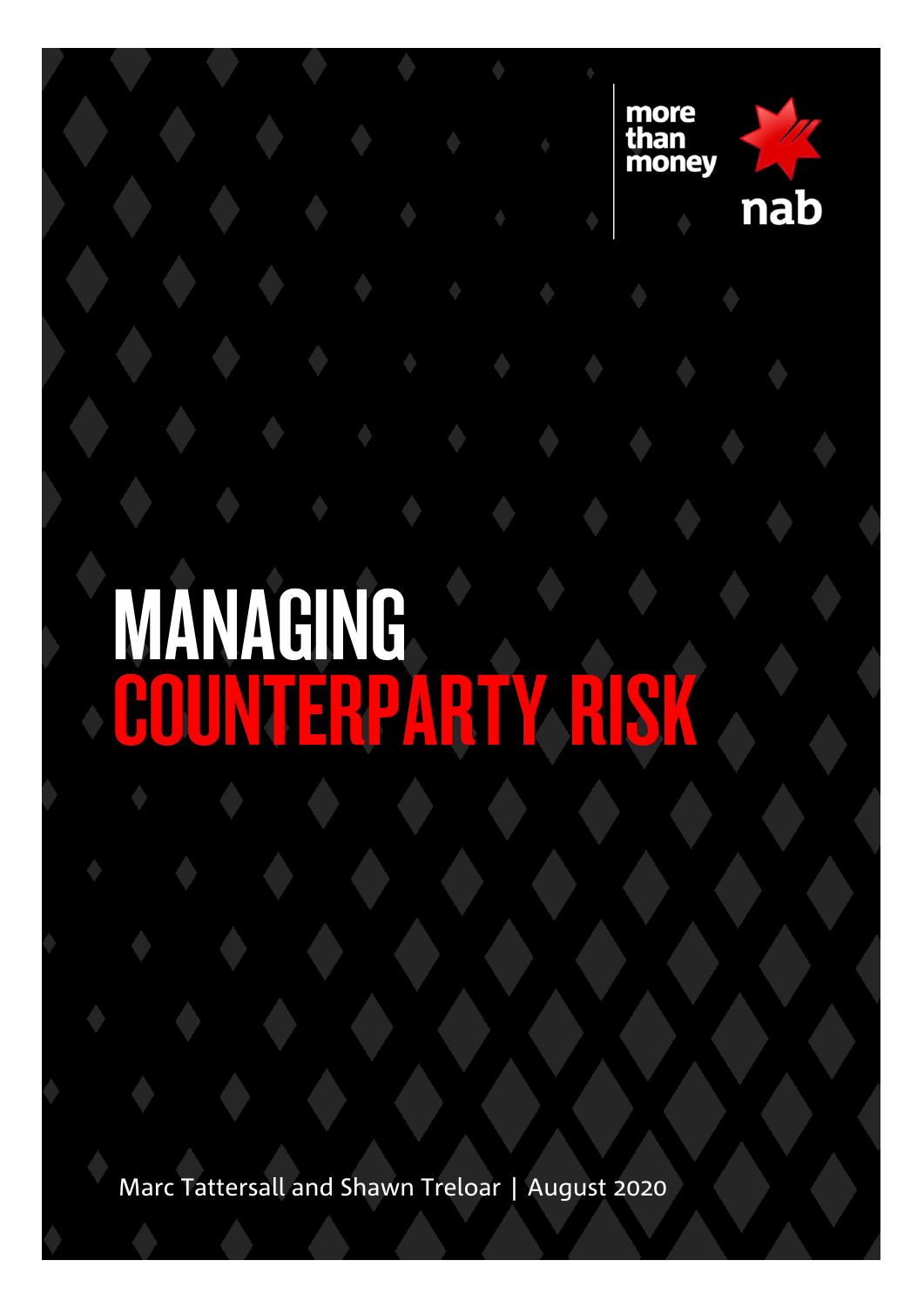more than money

nab

# MANAGING COUNTERPARTY RISK

Marc Tattersall and Shawn Treloar | August 2020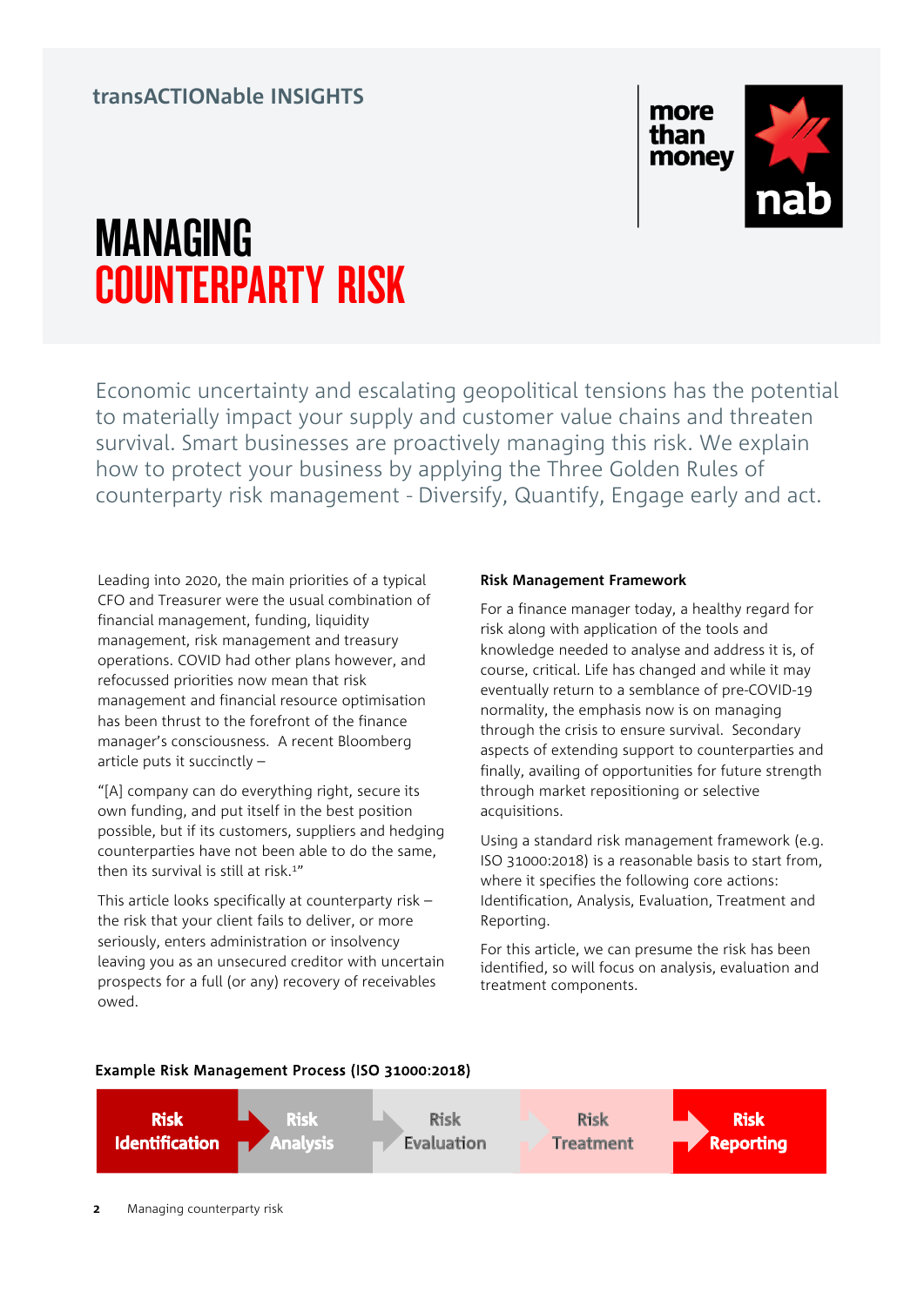transACTIONable INSIGHTS

more than money

# MANAGING COUNTERPARTY RISK

Economic uncertainty and escalating geopolitical tensions has the potential to materially impact your supply and customer value chains and threaten survival. Smart businesses are proactively managing this risk. We explain how to protect your business by applying the Three Golden Rules of counterparty risk management - Diversify, Quantify, Engage early and act.

Leading into 2020, the main priorities of a typical CFO and Treasurer were the usual combination of financial management, funding, liquidity management, risk management and treasury operations. COVID had other plans however, and refocussed priorities now mean that risk management and financial resource optimisation has been thrust to the forefront of the finance manager's consciousness. A recent Bloomberg article puts it succinctly –

"[A] company can do everything right, secure its own funding, and put itself in the best position possible, but if its customers, suppliers and hedging counterparties have not been able to do the same, then its survival is still at risk.[1]"

This article looks specifically at counterparty risk – the risk that your client fails to deliver, or more seriously, enters administration or insolvency leaving you as an unsecured creditor with uncertain prospects for a full (or any) recovery of receivables owed.

**Risk Management Framework**

For a finance manager today, a healthy regard for risk along with application of the tools and knowledge needed to analyse and address it is, of course, critical. Life has changed and while it may eventually return to a semblance of pre-COVID-19 normality, the emphasis now is on managing through the crisis to ensure survival. Secondary aspects of extending support to counterparties and finally, availing of opportunities for future strength through market repositioning or selective acquisitions.

Using a standard risk management framework (e.g. ISO 31000:2018) is a reasonable basis to start from, where it specifies the following core actions: Identification, Analysis, Evaluation, Treatment and Reporting.

For this article, we can presume the risk has been identified, so will focus on analysis, evaluation and treatment components.

**Example Risk Management Process (ISO 31000:2018)**

Risk Identification → Risk Analysis → Risk Evaluation → Risk Treatment → Risk Reporting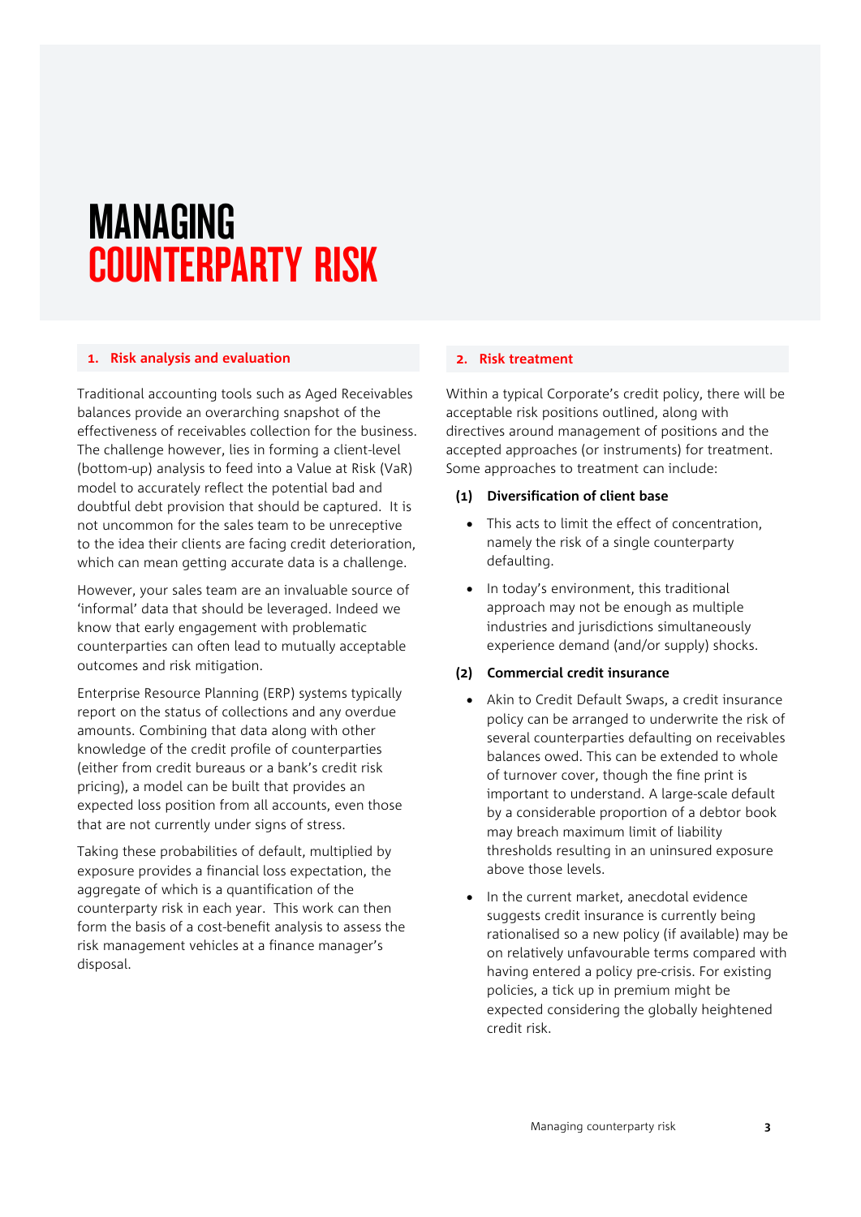# MANAGING COUNTERPARTY RISK

## 1. Risk analysis and evaluation

Traditional accounting tools such as Aged Receivables balances provide an overarching snapshot of the effectiveness of receivables collection for the business. The challenge however, lies in forming a client-level (bottom-up) analysis to feed into a Value at Risk (VaR) model to accurately reflect the potential bad and doubtful debt provision that should be captured. It is not uncommon for the sales team to be unreceptive to the idea their clients are facing credit deterioration, which can mean getting accurate data is a challenge.

However, your sales team are an invaluable source of 'informal' data that should be leveraged. Indeed we know that early engagement with problematic counterparties can often lead to mutually acceptable outcomes and risk mitigation.

Enterprise Resource Planning (ERP) systems typically report on the status of collections and any overdue amounts. Combining that data along with other knowledge of the credit profile of counterparties (either from credit bureaus or a bank's credit risk pricing), a model can be built that provides an expected loss position from all accounts, even those that are not currently under signs of stress.

Taking these probabilities of default, multiplied by exposure provides a financial loss expectation, the aggregate of which is a quantification of the counterparty risk in each year. This work can then form the basis of a cost-benefit analysis to assess the risk management vehicles at a finance manager's disposal.

## 2. Risk treatment

Within a typical Corporate's credit policy, there will be acceptable risk positions outlined, along with directives around management of positions and the accepted approaches (or instruments) for treatment. Some approaches to treatment can include:

**(1) Diversification of client base**

- This acts to limit the effect of concentration, namely the risk of a single counterparty defaulting.
- In today's environment, this traditional approach may not be enough as multiple industries and jurisdictions simultaneously experience demand (and/or supply) shocks.

**(2) Commercial credit insurance**

- Akin to Credit Default Swaps, a credit insurance policy can be arranged to underwrite the risk of several counterparties defaulting on receivables balances owed. This can be extended to whole of turnover cover, though the fine print is important to understand. A large-scale default by a considerable proportion of a debtor book may breach maximum limit of liability thresholds resulting in an uninsured exposure above those levels.
- In the current market, anecdotal evidence suggests credit insurance is currently being rationalised so a new policy (if available) may be on relatively unfavourable terms compared with having entered a policy pre-crisis. For existing policies, a tick up in premium might be expected considering the globally heightened credit risk.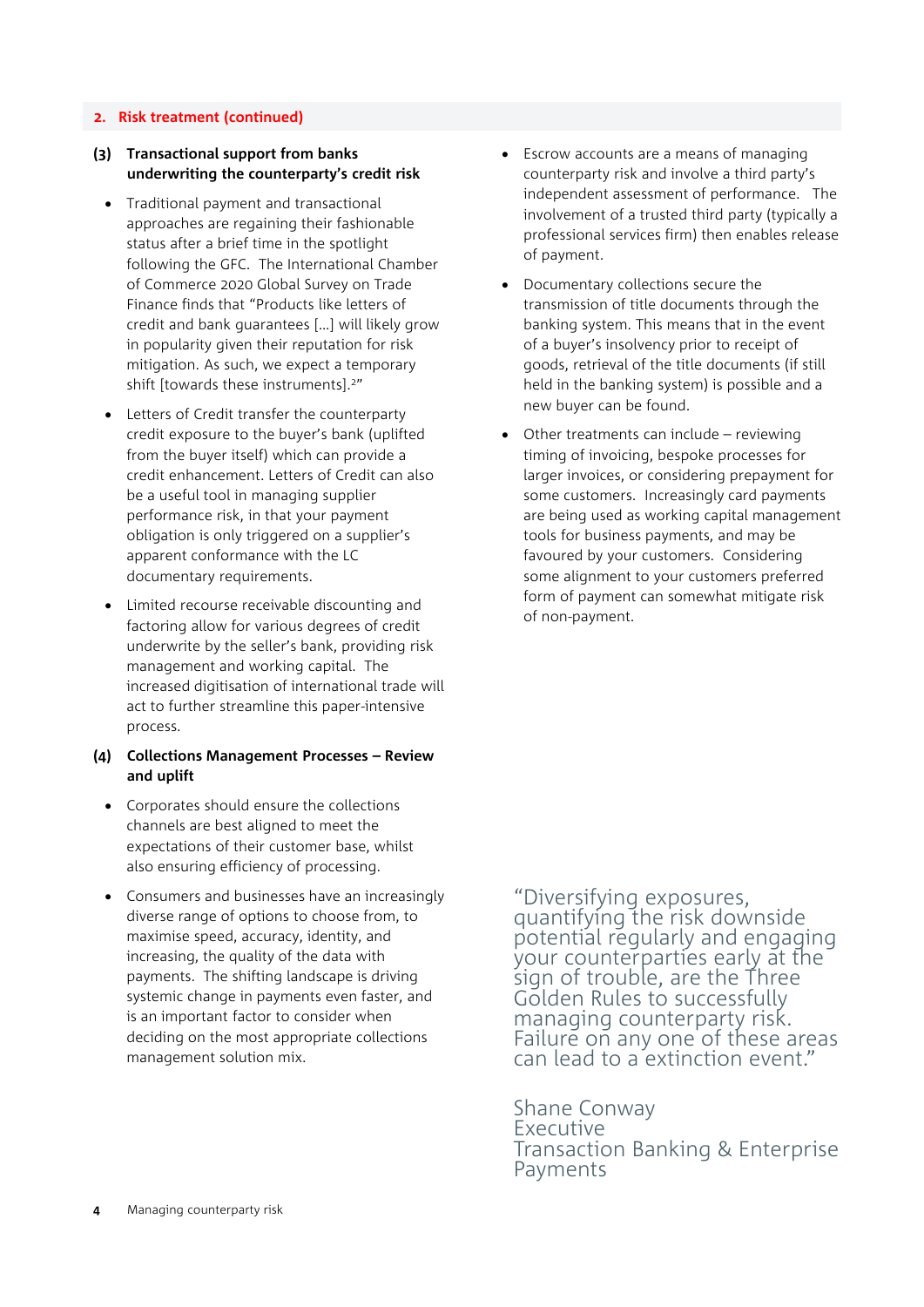## 2. Risk treatment (continued)

### (3) Transactional support from banks underwriting the counterparty's credit risk

- Traditional payment and transactional approaches are regaining their fashionable status after a brief time in the spotlight following the GFC. The International Chamber of Commerce 2020 Global Survey on Trade Finance finds that "Products like letters of credit and bank guarantees […] will likely grow in popularity given their reputation for risk mitigation. As such, we expect a temporary shift [towards these instruments].[2]"
- Letters of Credit transfer the counterparty credit exposure to the buyer's bank (uplifted from the buyer itself) which can provide a credit enhancement. Letters of Credit can also be a useful tool in managing supplier performance risk, in that your payment obligation is only triggered on a supplier's apparent conformance with the LC documentary requirements.
- Limited recourse receivable discounting and factoring allow for various degrees of credit underwrite by the seller's bank, providing risk management and working capital. The increased digitisation of international trade will act to further streamline this paper-intensive process.

### (4) Collections Management Processes – Review and uplift

- Corporates should ensure the collections channels are best aligned to meet the expectations of their customer base, whilst also ensuring efficiency of processing.
- Consumers and businesses have an increasingly diverse range of options to choose from, to maximise speed, accuracy, identity, and increasing, the quality of the data with payments. The shifting landscape is driving systemic change in payments even faster, and is an important factor to consider when deciding on the most appropriate collections management solution mix.
- Escrow accounts are a means of managing counterparty risk and involve a third party's independent assessment of performance. The involvement of a trusted third party (typically a professional services firm) then enables release of payment.
- Documentary collections secure the transmission of title documents through the banking system. This means that in the event of a buyer's insolvency prior to receipt of goods, retrieval of the title documents (if still held in the banking system) is possible and a new buyer can be found.
- Other treatments can include – reviewing timing of invoicing, bespoke processes for larger invoices, or considering prepayment for some customers. Increasingly card payments are being used as working capital management tools for business payments, and may be favoured by your customers. Considering some alignment to your customers preferred form of payment can somewhat mitigate risk of non-payment.

"Diversifying exposures, quantifying the risk downside potential regularly and engaging your counterparties early at the sign of trouble, are the Three Golden Rules to successfully managing counterparty risk. Failure on any one of these areas can lead to a extinction event."

Shane Conway
Executive
Transaction Banking & Enterprise Payments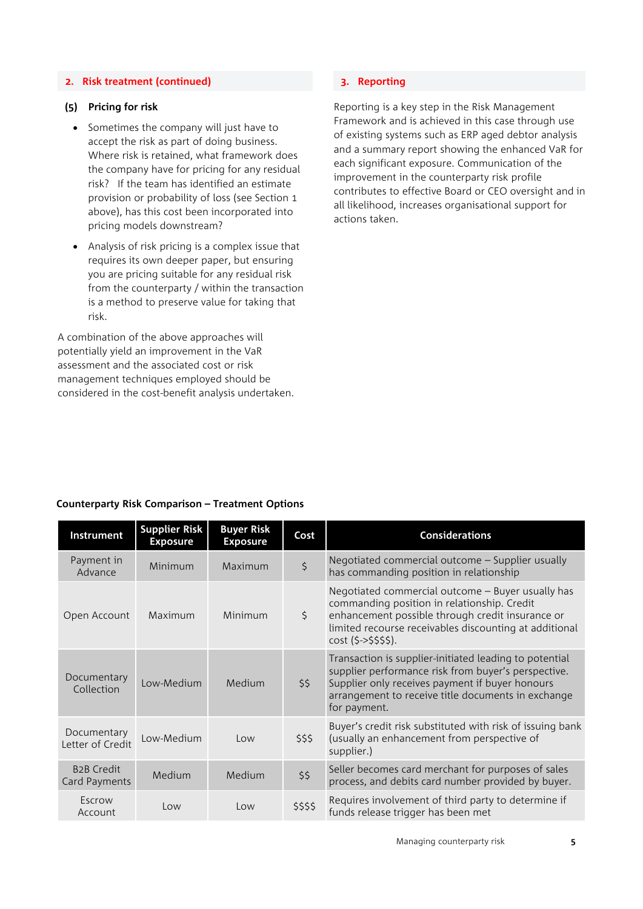## 2. Risk treatment (continued)

### (5) Pricing for risk

- Sometimes the company will just have to accept the risk as part of doing business. Where risk is retained, what framework does the company have for pricing for any residual risk? If the team has identified an estimate provision or probability of loss (see Section 1 above), has this cost been incorporated into pricing models downstream?
- Analysis of risk pricing is a complex issue that requires its own deeper paper, but ensuring you are pricing suitable for any residual risk from the counterparty / within the transaction is a method to preserve value for taking that risk.

A combination of the above approaches will potentially yield an improvement in the VaR assessment and the associated cost or risk management techniques employed should be considered in the cost-benefit analysis undertaken.

## 3. Reporting

Reporting is a key step in the Risk Management Framework and is achieved in this case through use of existing systems such as ERP aged debtor analysis and a summary report showing the enhanced VaR for each significant exposure. Communication of the improvement in the counterparty risk profile contributes to effective Board or CEO oversight and in all likelihood, increases organisational support for actions taken.

**Counterparty Risk Comparison – Treatment Options**

| Instrument | Supplier Risk Exposure | Buyer Risk Exposure | Cost | Considerations |
|---|---|---|---|---|
| Payment in Advance | Minimum | Maximum | $ | Negotiated commercial outcome – Supplier usually has commanding position in relationship |
| Open Account | Maximum | Minimum | $ | Negotiated commercial outcome – Buyer usually has commanding position in relationship. Credit enhancement possible through credit insurance or limited recourse receivables discounting at additional cost ($->$$$$). |
| Documentary Collection | Low-Medium | Medium | $$ | Transaction is supplier-initiated leading to potential supplier performance risk from buyer's perspective. Supplier only receives payment if buyer honours arrangement to receive title documents in exchange for payment. |
| Documentary Letter of Credit | Low-Medium | Low | $$$ | Buyer's credit risk substituted with risk of issuing bank (usually an enhancement from perspective of supplier.) |
| B2B Credit Card Payments | Medium | Medium | $$ | Seller becomes card merchant for purposes of sales process, and debits card number provided by buyer. |
| Escrow Account | Low | Low | $$$$ | Requires involvement of third party to determine if funds release trigger has been met |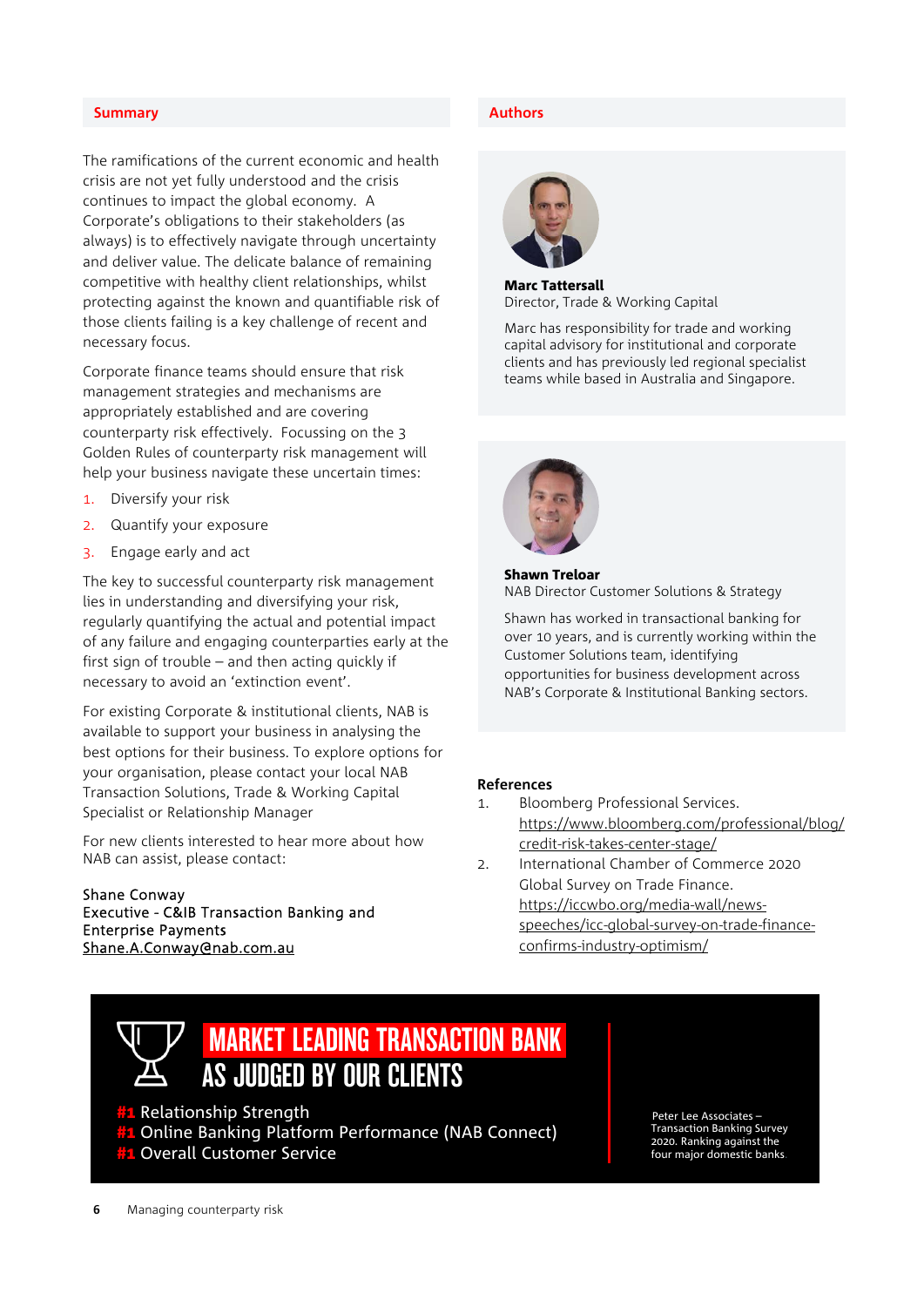## Summary

The ramifications of the current economic and health crisis are not yet fully understood and the crisis continues to impact the global economy. A Corporate's obligations to their stakeholders (as always) is to effectively navigate through uncertainty and deliver value. The delicate balance of remaining competitive with healthy client relationships, whilst protecting against the known and quantifiable risk of those clients failing is a key challenge of recent and necessary focus.

Corporate finance teams should ensure that risk management strategies and mechanisms are appropriately established and are covering counterparty risk effectively. Focussing on the 3 Golden Rules of counterparty risk management will help your business navigate these uncertain times:

1. Diversify your risk
2. Quantify your exposure
3. Engage early and act

The key to successful counterparty risk management lies in understanding and diversifying your risk, regularly quantifying the actual and potential impact of any failure and engaging counterparties early at the first sign of trouble – and then acting quickly if necessary to avoid an 'extinction event'.

For existing Corporate & institutional clients, NAB is available to support your business in analysing the best options for their business. To explore options for your organisation, please contact your local NAB Transaction Solutions, Trade & Working Capital Specialist or Relationship Manager

For new clients interested to hear more about how NAB can assist, please contact:

Shane Conway
Executive - C&IB Transaction Banking and Enterprise Payments
Shane.A.Conway@nab.com.au

## Authors

**Marc Tattersall**
Director, Trade & Working Capital

Marc has responsibility for trade and working capital advisory for institutional and corporate clients and has previously led regional specialist teams while based in Australia and Singapore.

**Shawn Treloar**
NAB Director Customer Solutions & Strategy

Shawn has worked in transactional banking for over 10 years, and is currently working within the Customer Solutions team, identifying opportunities for business development across NAB's Corporate & Institutional Banking sectors.

**References**

1. Bloomberg Professional Services. https://www.bloomberg.com/professional/blog/credit-risk-takes-center-stage/
2. International Chamber of Commerce 2020 Global Survey on Trade Finance. https://iccwbo.org/media-wall/news-speeches/icc-global-survey-on-trade-finance-confirms-industry-optimism/

**MARKET LEADING TRANSACTION BANK AS JUDGED BY OUR CLIENTS**

#1 Relationship Strength
#1 Online Banking Platform Performance (NAB Connect)
#1 Overall Customer Service

Peter Lee Associates – Transaction Banking Survey 2020. Ranking against the four major domestic banks.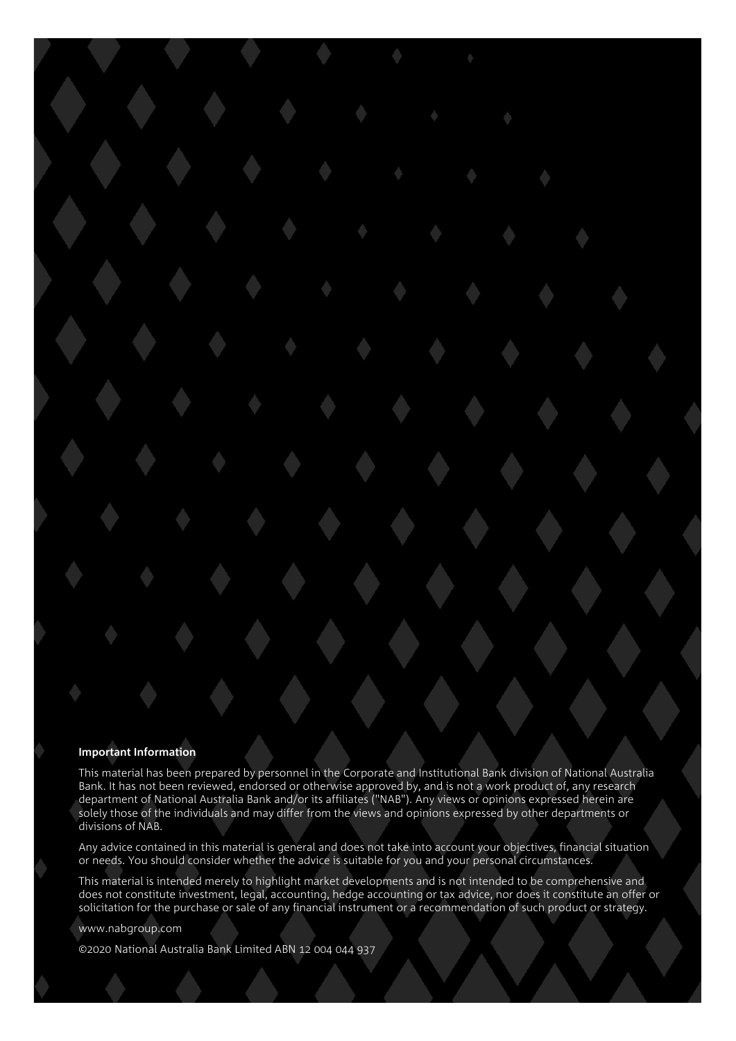**Important Information**

This material has been prepared by personnel in the Corporate and Institutional Bank division of National Australia Bank. It has not been reviewed, endorsed or otherwise approved by, and is not a work product of, any research department of National Australia Bank and/or its affiliates ("NAB"). Any views or opinions expressed herein are solely those of the individuals and may differ from the views and opinions expressed by other departments or divisions of NAB.

Any advice contained in this material is general and does not take into account your objectives, financial situation or needs. You should consider whether the advice is suitable for you and your personal circumstances.

This material is intended merely to highlight market developments and is not intended to be comprehensive and does not constitute investment, legal, accounting, hedge accounting or tax advice, nor does it constitute an offer or solicitation for the purchase or sale of any financial instrument or a recommendation of such product or strategy.

www.nabgroup.com

©2020 National Australia Bank Limited ABN 12 004 044 937